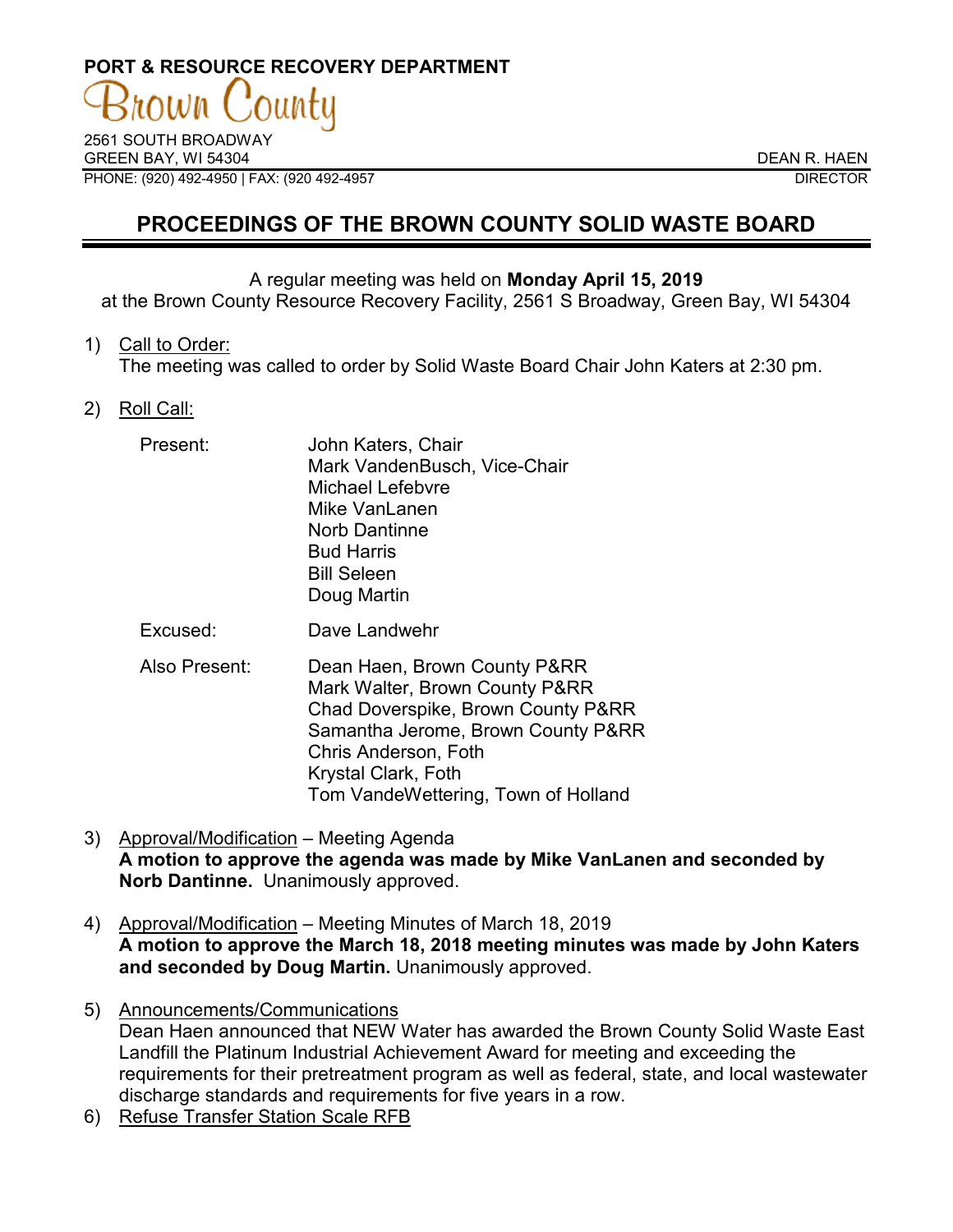**PORT & RESOURCE RECOVERY DEPARTMENT**

Brown County

2561 SOUTH BROADWAY
GREEN BAY, WI 54304
PHONE: (920) 492-4950 | FAX: (920 492-4957

DEAN R. HAEN
DIRECTOR

# PROCEEDINGS OF THE BROWN COUNTY SOLID WASTE BOARD

A regular meeting was held on **Monday April 15, 2019**
at the Brown County Resource Recovery Facility, 2561 S Broadway, Green Bay, WI 54304

1) Call to Order:
   The meeting was called to order by Solid Waste Board Chair John Katers at 2:30 pm.

2) Roll Call:

   Present: John Katers, Chair
   Mark VandenBusch, Vice-Chair
   Michael Lefebvre
   Mike VanLanen
   Norb Dantinne
   Bud Harris
   Bill Seleen
   Doug Martin

   Excused: Dave Landwehr

   Also Present: Dean Haen, Brown County P&RR
   Mark Walter, Brown County P&RR
   Chad Doverspike, Brown County P&RR
   Samantha Jerome, Brown County P&RR
   Chris Anderson, Foth
   Krystal Clark, Foth
   Tom VandeWettering, Town of Holland

3) Approval/Modification – Meeting Agenda
   **A motion to approve the agenda was made by Mike VanLanen and seconded by Norb Dantinne.** Unanimously approved.

4) Approval/Modification – Meeting Minutes of March 18, 2019
   **A motion to approve the March 18, 2018 meeting minutes was made by John Katers and seconded by Doug Martin.** Unanimously approved.

5) Announcements/Communications
   Dean Haen announced that NEW Water has awarded the Brown County Solid Waste East Landfill the Platinum Industrial Achievement Award for meeting and exceeding the requirements for their pretreatment program as well as federal, state, and local wastewater discharge standards and requirements for five years in a row.

6) Refuse Transfer Station Scale RFB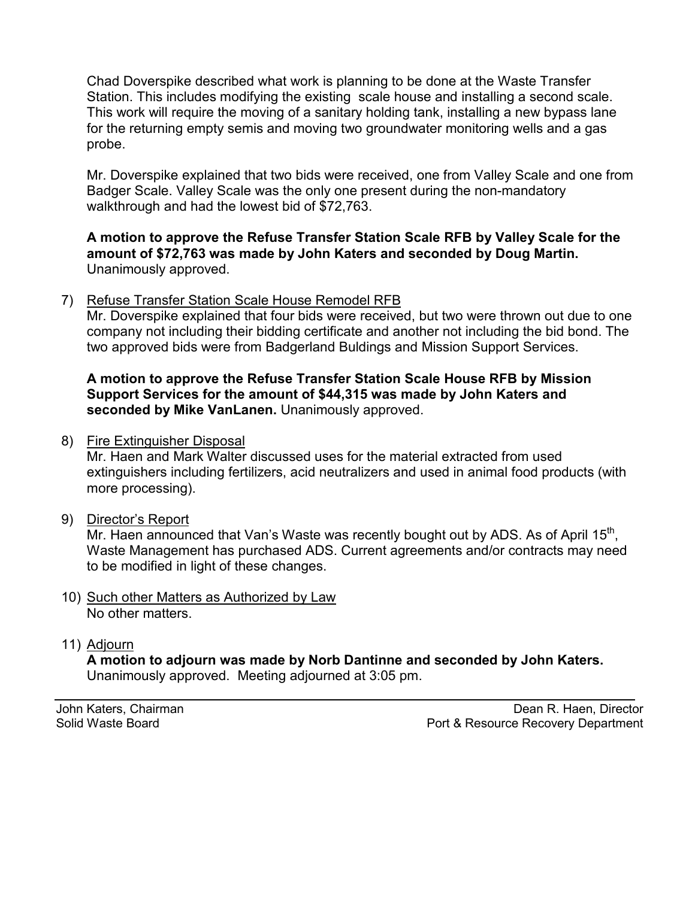Chad Doverspike described what work is planning to be done at the Waste Transfer Station. This includes modifying the existing scale house and installing a second scale. This work will require the moving of a sanitary holding tank, installing a new bypass lane for the returning empty semis and moving two groundwater monitoring wells and a gas probe.

Mr. Doverspike explained that two bids were received, one from Valley Scale and one from Badger Scale. Valley Scale was the only one present during the non-mandatory walkthrough and had the lowest bid of $72,763.

**A motion to approve the Refuse Transfer Station Scale RFB by Valley Scale for the amount of $72,763 was made by John Katers and seconded by Doug Martin.** Unanimously approved.

7) <u>Refuse Transfer Station Scale House Remodel RFB</u>
   Mr. Doverspike explained that four bids were received, but two were thrown out due to one company not including their bidding certificate and another not including the bid bond. The two approved bids were from Badgerland Buldings and Mission Support Services.

   **A motion to approve the Refuse Transfer Station Scale House RFB by Mission Support Services for the amount of $44,315 was made by John Katers and seconded by Mike VanLanen.** Unanimously approved.

8) <u>Fire Extinguisher Disposal</u>
   Mr. Haen and Mark Walter discussed uses for the material extracted from used extinguishers including fertilizers, acid neutralizers and used in animal food products (with more processing).

9) <u>Director's Report</u>
   Mr. Haen announced that Van's Waste was recently bought out by ADS. As of April 15th, Waste Management has purchased ADS. Current agreements and/or contracts may need to be modified in light of these changes.

10) <u>Such other Matters as Authorized by Law</u>
    No other matters.

11) <u>Adjourn</u>
    **A motion to adjourn was made by Norb Dantinne and seconded by John Katers.** Unanimously approved. Meeting adjourned at 3:05 pm.

---

John Katers, Chairman
Solid Waste Board

Dean R. Haen, Director
Port & Resource Recovery Department